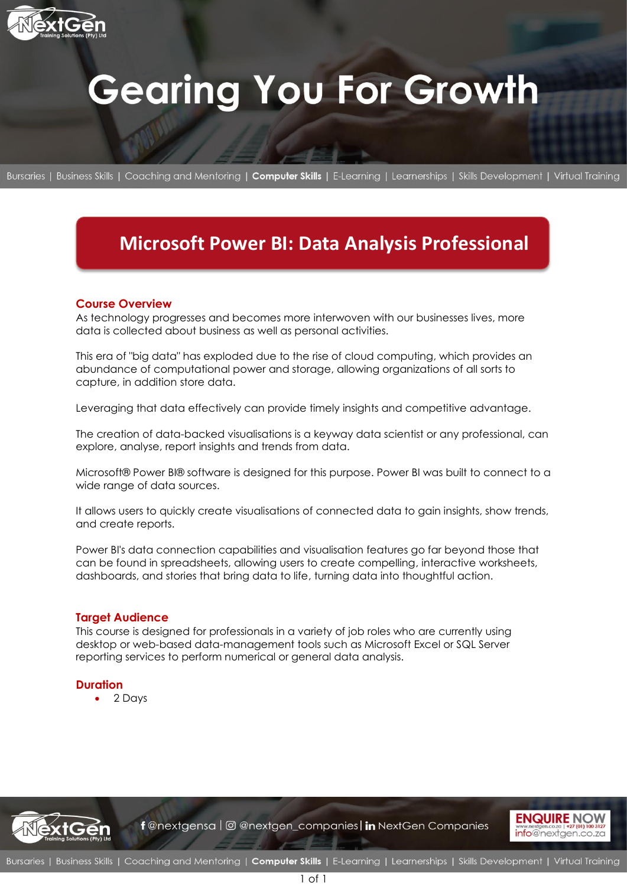# Gearing You For Growth

Bursaries | Business Skills | Coaching and Mentoring | **Computer Skills** | E-Learning | Learnerships | Skills Development | Virtual Training

## Microsoft Power BI: Data Analysis Professional

### Course Overview

As technology progresses and becomes more interwoven with our businesses lives, more data is collected about business as well as personal activities.

This era of "big data" has exploded due to the rise of cloud computing, which provides an abundance of computational power and storage, allowing organizations of all sorts to capture, in addition store data.

Leveraging that data effectively can provide timely insights and competitive advantage.

The creation of data-backed visualisations is a keyway data scientist or any professional, can explore, analyse, report insights and trends from data.

Microsoft® Power BI® software is designed for this purpose. Power BI was built to connect to a wide range of data sources.

It allows users to quickly create visualisations of connected data to gain insights, show trends, and create reports.

Power BI's data connection capabilities and visualisation features go far beyond those that can be found in spreadsheets, allowing users to create compelling, interactive worksheets, dashboards, and stories that bring data to life, turning data into thoughtful action.

### Target Audience

This course is designed for professionals in a variety of job roles who are currently using desktop or web-based data-management tools such as Microsoft Excel or SQL Server reporting services to perform numerical or general data analysis.

### Duration

- 2 Days

f @nextgensa | @nextgen_companies | in NextGen Companies

ENQUIRE NOW
www.nextgen.co.za | +27 (01) 100 3127
info@nextgen.co.za

Bursaries | Business Skills | Coaching and Mentoring | **Computer Skills** | E-Learning | Learnerships | Skills Development | Virtual Training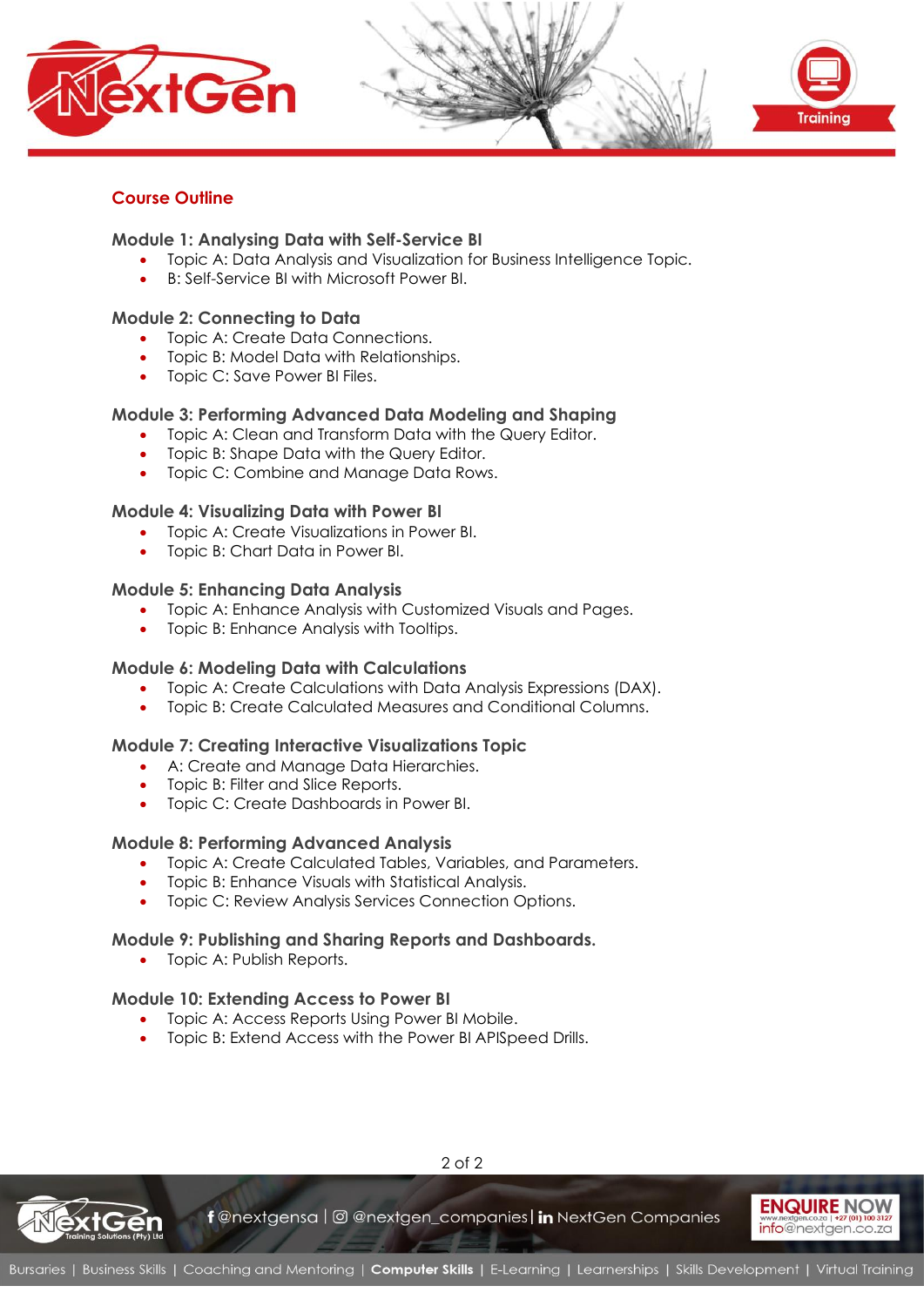## Course Outline

### Module 1: Analysing Data with Self-Service BI

- Topic A: Data Analysis and Visualization for Business Intelligence Topic.
- B: Self-Service BI with Microsoft Power BI.

### Module 2: Connecting to Data

- Topic A: Create Data Connections.
- Topic B: Model Data with Relationships.
- Topic C: Save Power BI Files.

### Module 3: Performing Advanced Data Modeling and Shaping

- Topic A: Clean and Transform Data with the Query Editor.
- Topic B: Shape Data with the Query Editor.
- Topic C: Combine and Manage Data Rows.

### Module 4: Visualizing Data with Power BI

- Topic A: Create Visualizations in Power BI.
- Topic B: Chart Data in Power BI.

### Module 5: Enhancing Data Analysis

- Topic A: Enhance Analysis with Customized Visuals and Pages.
- Topic B: Enhance Analysis with Tooltips.

### Module 6: Modeling Data with Calculations

- Topic A: Create Calculations with Data Analysis Expressions (DAX).
- Topic B: Create Calculated Measures and Conditional Columns.

### Module 7: Creating Interactive Visualizations Topic

- A: Create and Manage Data Hierarchies.
- Topic B: Filter and Slice Reports.
- Topic C: Create Dashboards in Power BI.

### Module 8: Performing Advanced Analysis

- Topic A: Create Calculated Tables, Variables, and Parameters.
- Topic B: Enhance Visuals with Statistical Analysis.
- Topic C: Review Analysis Services Connection Options.

### Module 9: Publishing and Sharing Reports and Dashboards.

- Topic A: Publish Reports.

### Module 10: Extending Access to Power BI

- Topic A: Access Reports Using Power BI Mobile.
- Topic B: Extend Access with the Power BI APISpeed Drills.

f @nextgensa | @nextgen_companies | in NextGen Companies

ENQUIRE NOW www.nextgen.co.za | +27 (01) 100 3127 info@nextgen.co.za

Bursaries | Business Skills | Coaching and Mentoring | **Computer Skills** | E-Learning | Learnerships | Skills Development | Virtual Training